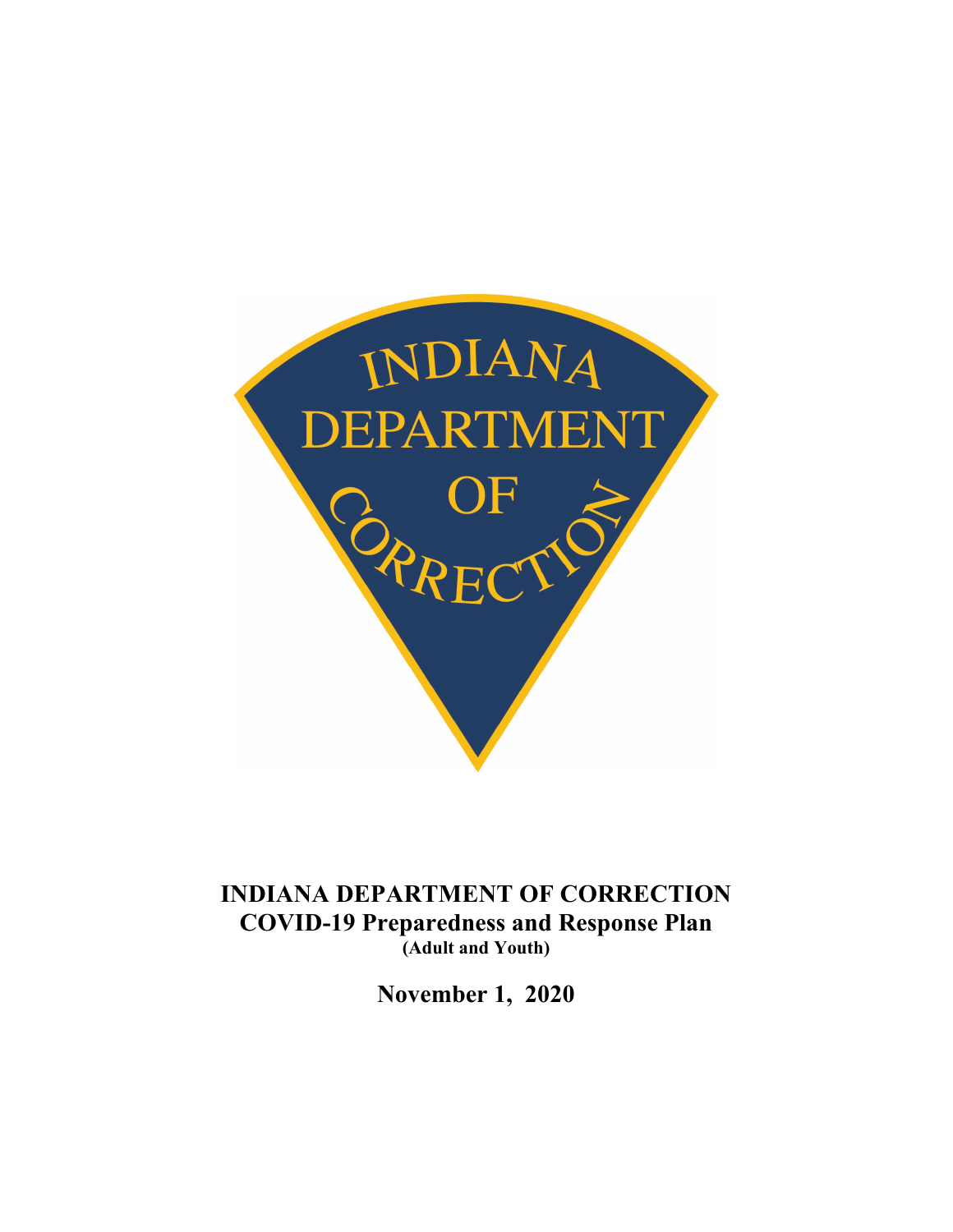# INDIANA DEPARTMENT OF CORRECTION
## COVID-19 Preparedness and Response Plan
**(Adult and Youth)**

**November 1, 2020**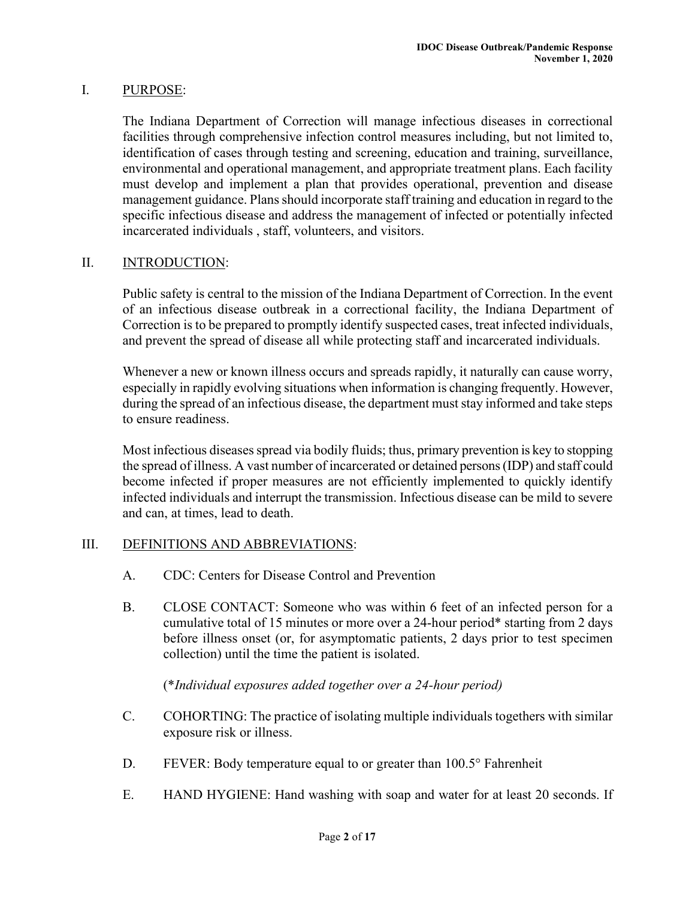## I. PURPOSE:

The Indiana Department of Correction will manage infectious diseases in correctional facilities through comprehensive infection control measures including, but not limited to, identification of cases through testing and screening, education and training, surveillance, environmental and operational management, and appropriate treatment plans. Each facility must develop and implement a plan that provides operational, prevention and disease management guidance. Plans should incorporate staff training and education in regard to the specific infectious disease and address the management of infected or potentially infected incarcerated individuals , staff, volunteers, and visitors.

## II. INTRODUCTION:

Public safety is central to the mission of the Indiana Department of Correction. In the event of an infectious disease outbreak in a correctional facility, the Indiana Department of Correction is to be prepared to promptly identify suspected cases, treat infected individuals, and prevent the spread of disease all while protecting staff and incarcerated individuals.

Whenever a new or known illness occurs and spreads rapidly, it naturally can cause worry, especially in rapidly evolving situations when information is changing frequently. However, during the spread of an infectious disease, the department must stay informed and take steps to ensure readiness.

Most infectious diseases spread via bodily fluids; thus, primary prevention is key to stopping the spread of illness. A vast number of incarcerated or detained persons (IDP) and staff could become infected if proper measures are not efficiently implemented to quickly identify infected individuals and interrupt the transmission. Infectious disease can be mild to severe and can, at times, lead to death.

## III. DEFINITIONS AND ABBREVIATIONS:

A. CDC: Centers for Disease Control and Prevention

B. CLOSE CONTACT: Someone who was within 6 feet of an infected person for a cumulative total of 15 minutes or more over a 24-hour period* starting from 2 days before illness onset (or, for asymptomatic patients, 2 days prior to test specimen collection) until the time the patient is isolated.

(**Individual exposures added together over a 24-hour period)*

C. COHORTING: The practice of isolating multiple individuals togethers with similar exposure risk or illness.

D. FEVER: Body temperature equal to or greater than 100.5° Fahrenheit

E. HAND HYGIENE: Hand washing with soap and water for at least 20 seconds. If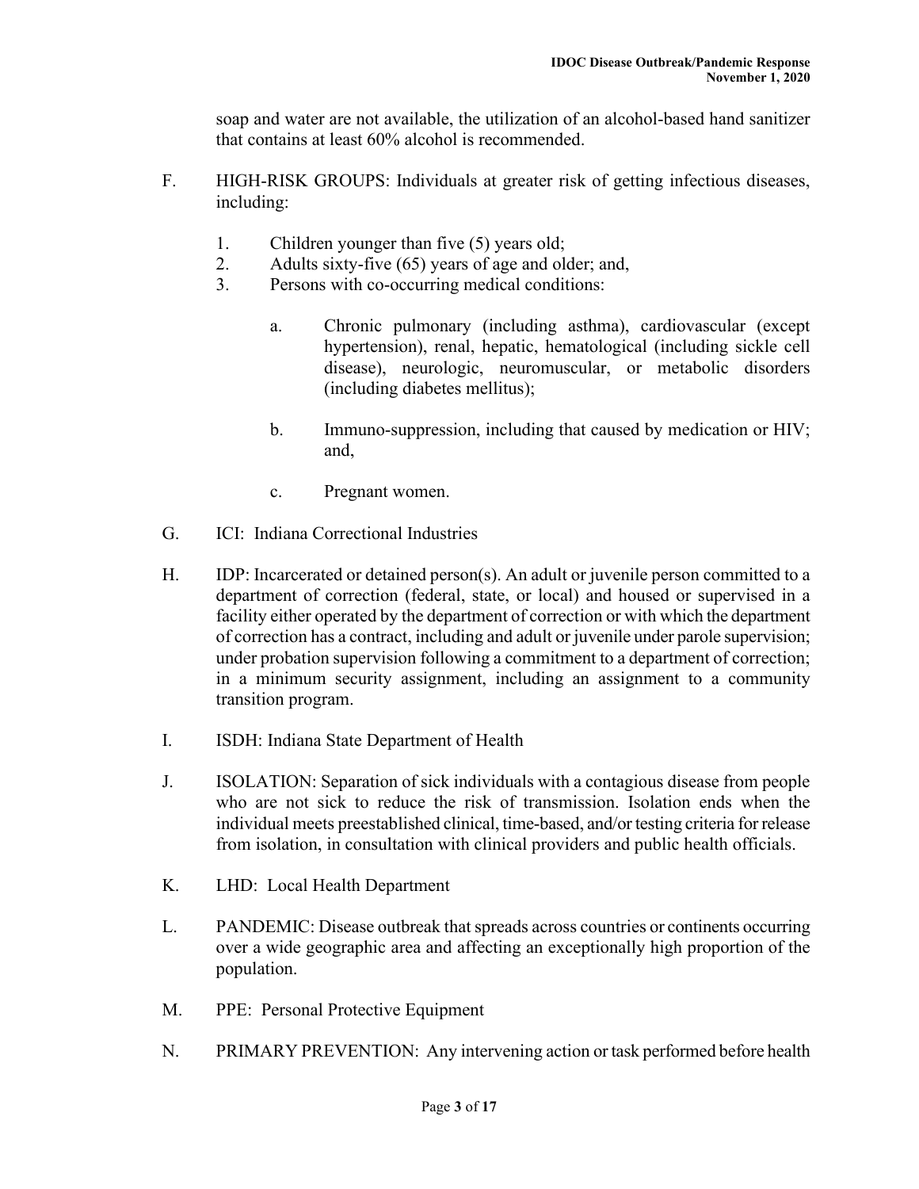soap and water are not available, the utilization of an alcohol-based hand sanitizer that contains at least 60% alcohol is recommended.

F. HIGH-RISK GROUPS: Individuals at greater risk of getting infectious diseases, including:

1. Children younger than five (5) years old;
2. Adults sixty-five (65) years of age and older; and,
3. Persons with co-occurring medical conditions:

   a. Chronic pulmonary (including asthma), cardiovascular (except hypertension), renal, hepatic, hematological (including sickle cell disease), neurologic, neuromuscular, or metabolic disorders (including diabetes mellitus);

   b. Immuno-suppression, including that caused by medication or HIV; and,

   c. Pregnant women.

G. ICI: Indiana Correctional Industries

H. IDP: Incarcerated or detained person(s). An adult or juvenile person committed to a department of correction (federal, state, or local) and housed or supervised in a facility either operated by the department of correction or with which the department of correction has a contract, including and adult or juvenile under parole supervision; under probation supervision following a commitment to a department of correction; in a minimum security assignment, including an assignment to a community transition program.

I. ISDH: Indiana State Department of Health

J. ISOLATION: Separation of sick individuals with a contagious disease from people who are not sick to reduce the risk of transmission. Isolation ends when the individual meets preestablished clinical, time-based, and/or testing criteria for release from isolation, in consultation with clinical providers and public health officials.

K. LHD: Local Health Department

L. PANDEMIC: Disease outbreak that spreads across countries or continents occurring over a wide geographic area and affecting an exceptionally high proportion of the population.

M. PPE: Personal Protective Equipment

N. PRIMARY PREVENTION: Any intervening action or task performed before health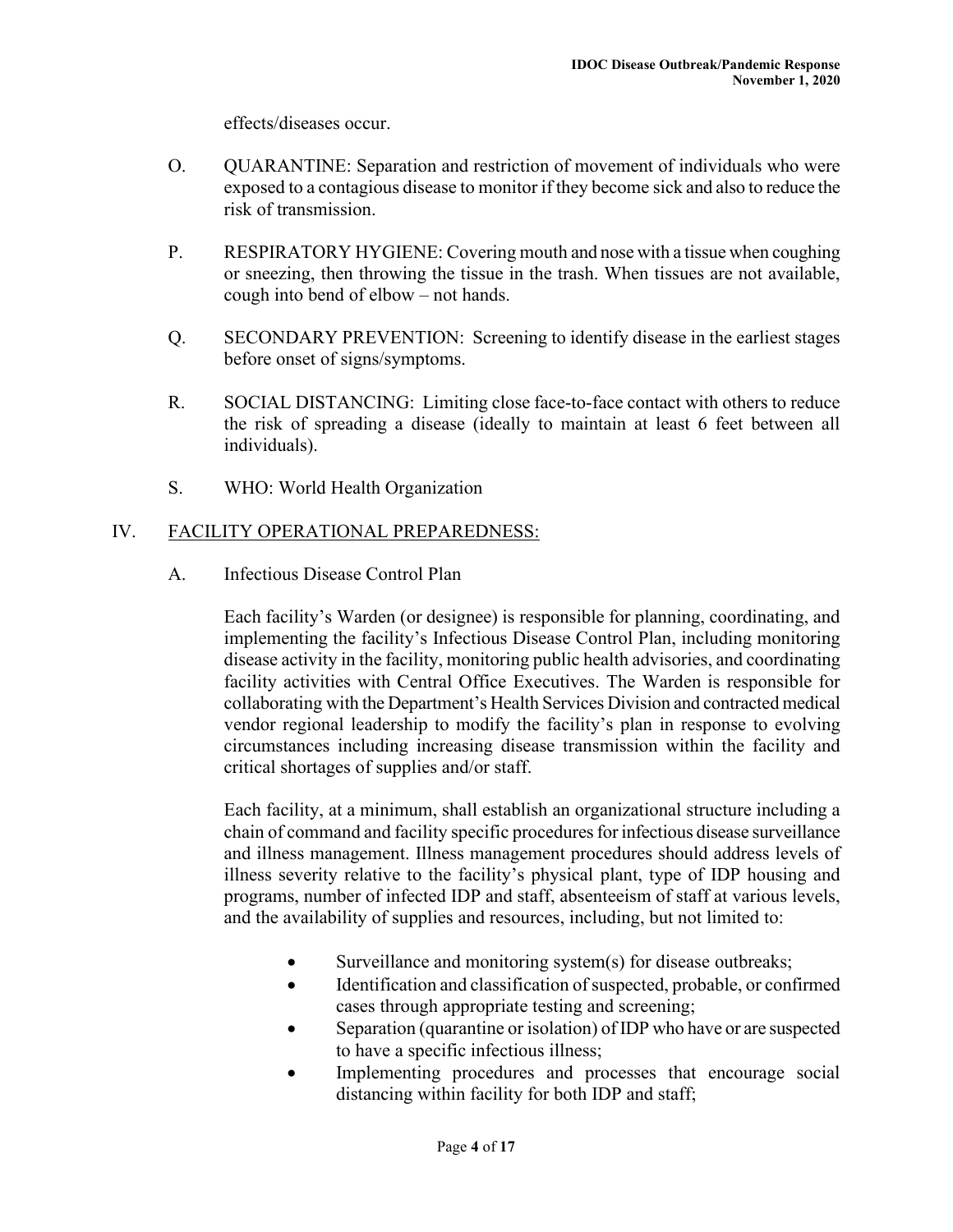effects/diseases occur.

O. QUARANTINE: Separation and restriction of movement of individuals who were exposed to a contagious disease to monitor if they become sick and also to reduce the risk of transmission.

P. RESPIRATORY HYGIENE: Covering mouth and nose with a tissue when coughing or sneezing, then throwing the tissue in the trash. When tissues are not available, cough into bend of elbow – not hands.

Q. SECONDARY PREVENTION: Screening to identify disease in the earliest stages before onset of signs/symptoms.

R. SOCIAL DISTANCING: Limiting close face-to-face contact with others to reduce the risk of spreading a disease (ideally to maintain at least 6 feet between all individuals).

S. WHO: World Health Organization

## IV. FACILITY OPERATIONAL PREPAREDNESS:

### A. Infectious Disease Control Plan

Each facility's Warden (or designee) is responsible for planning, coordinating, and implementing the facility's Infectious Disease Control Plan, including monitoring disease activity in the facility, monitoring public health advisories, and coordinating facility activities with Central Office Executives. The Warden is responsible for collaborating with the Department's Health Services Division and contracted medical vendor regional leadership to modify the facility's plan in response to evolving circumstances including increasing disease transmission within the facility and critical shortages of supplies and/or staff.

Each facility, at a minimum, shall establish an organizational structure including a chain of command and facility specific procedures for infectious disease surveillance and illness management. Illness management procedures should address levels of illness severity relative to the facility's physical plant, type of IDP housing and programs, number of infected IDP and staff, absenteeism of staff at various levels, and the availability of supplies and resources, including, but not limited to:

- Surveillance and monitoring system(s) for disease outbreaks;
- Identification and classification of suspected, probable, or confirmed cases through appropriate testing and screening;
- Separation (quarantine or isolation) of IDP who have or are suspected to have a specific infectious illness;
- Implementing procedures and processes that encourage social distancing within facility for both IDP and staff;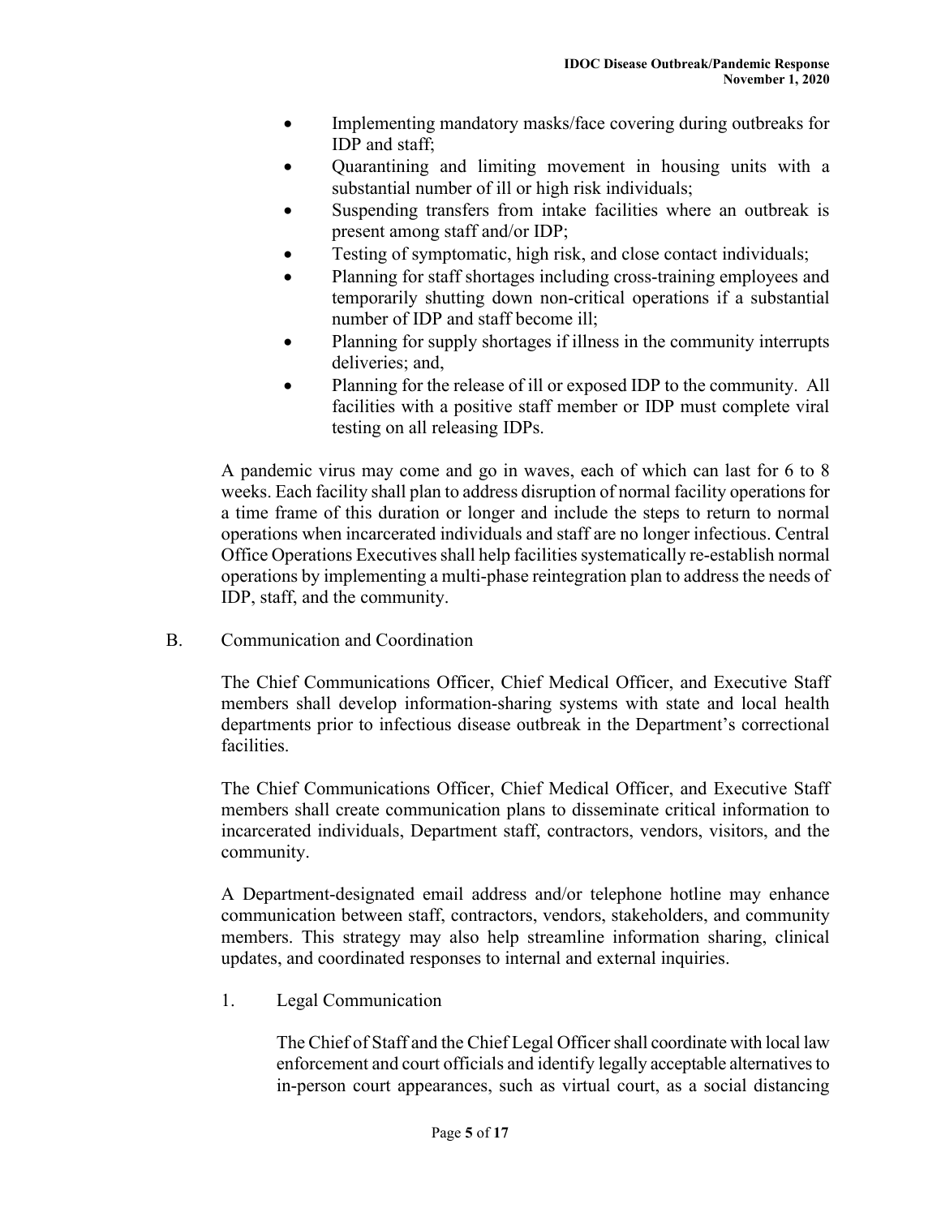- Implementing mandatory masks/face covering during outbreaks for IDP and staff;
- Quarantining and limiting movement in housing units with a substantial number of ill or high risk individuals;
- Suspending transfers from intake facilities where an outbreak is present among staff and/or IDP;
- Testing of symptomatic, high risk, and close contact individuals;
- Planning for staff shortages including cross-training employees and temporarily shutting down non-critical operations if a substantial number of IDP and staff become ill;
- Planning for supply shortages if illness in the community interrupts deliveries; and,
- Planning for the release of ill or exposed IDP to the community. All facilities with a positive staff member or IDP must complete viral testing on all releasing IDPs.

A pandemic virus may come and go in waves, each of which can last for 6 to 8 weeks. Each facility shall plan to address disruption of normal facility operations for a time frame of this duration or longer and include the steps to return to normal operations when incarcerated individuals and staff are no longer infectious. Central Office Operations Executives shall help facilities systematically re-establish normal operations by implementing a multi-phase reintegration plan to address the needs of IDP, staff, and the community.

## B. Communication and Coordination

The Chief Communications Officer, Chief Medical Officer, and Executive Staff members shall develop information-sharing systems with state and local health departments prior to infectious disease outbreak in the Department's correctional facilities.

The Chief Communications Officer, Chief Medical Officer, and Executive Staff members shall create communication plans to disseminate critical information to incarcerated individuals, Department staff, contractors, vendors, visitors, and the community.

A Department-designated email address and/or telephone hotline may enhance communication between staff, contractors, vendors, stakeholders, and community members. This strategy may also help streamline information sharing, clinical updates, and coordinated responses to internal and external inquiries.

### 1. Legal Communication

The Chief of Staff and the Chief Legal Officer shall coordinate with local law enforcement and court officials and identify legally acceptable alternatives to in-person court appearances, such as virtual court, as a social distancing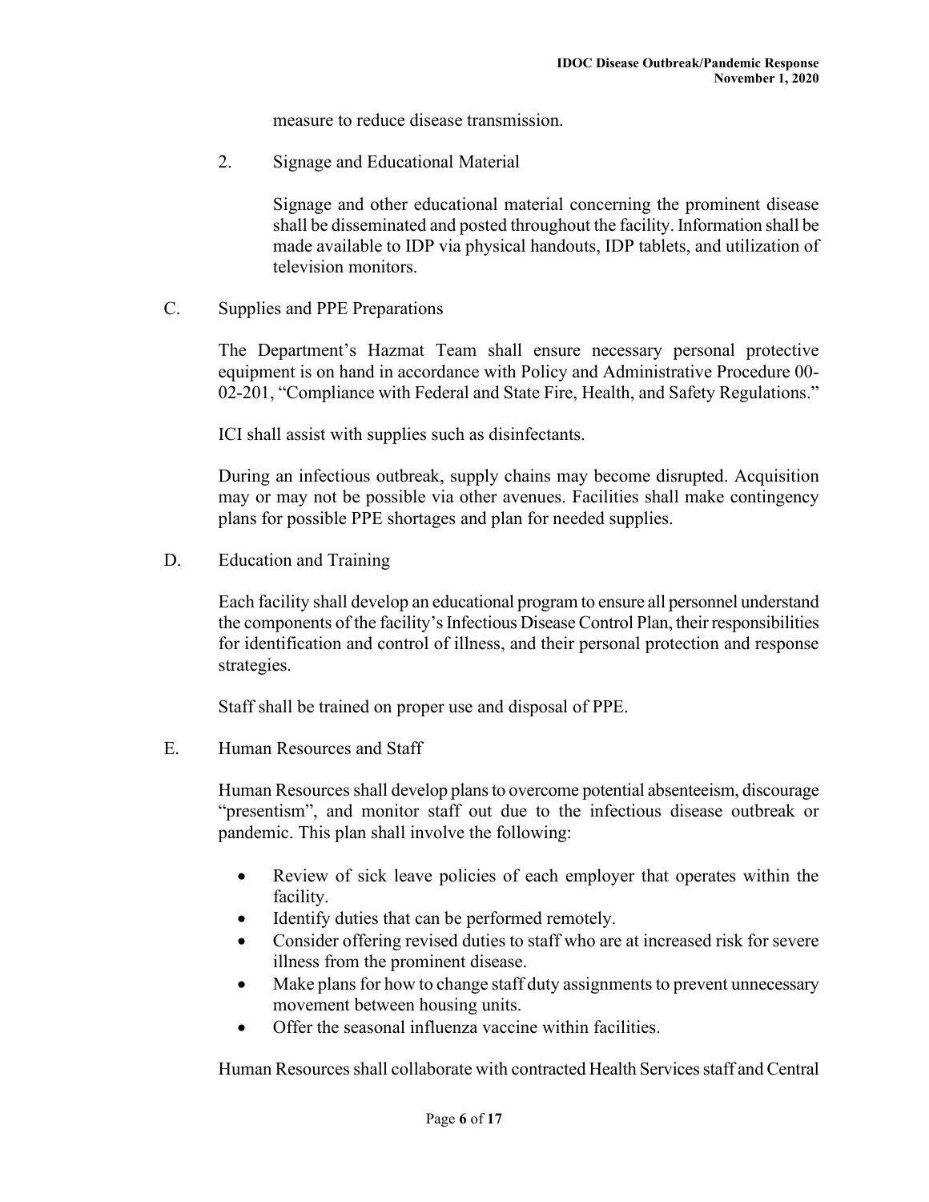measure to reduce disease transmission.

2. Signage and Educational Material

   Signage and other educational material concerning the prominent disease shall be disseminated and posted throughout the facility. Information shall be made available to IDP via physical handouts, IDP tablets, and utilization of television monitors.

C. Supplies and PPE Preparations

The Department's Hazmat Team shall ensure necessary personal protective equipment is on hand in accordance with Policy and Administrative Procedure 00-02-201, "Compliance with Federal and State Fire, Health, and Safety Regulations."

ICI shall assist with supplies such as disinfectants.

During an infectious outbreak, supply chains may become disrupted. Acquisition may or may not be possible via other avenues. Facilities shall make contingency plans for possible PPE shortages and plan for needed supplies.

D. Education and Training

Each facility shall develop an educational program to ensure all personnel understand the components of the facility's Infectious Disease Control Plan, their responsibilities for identification and control of illness, and their personal protection and response strategies.

Staff shall be trained on proper use and disposal of PPE.

E. Human Resources and Staff

Human Resources shall develop plans to overcome potential absenteeism, discourage "presentism", and monitor staff out due to the infectious disease outbreak or pandemic. This plan shall involve the following:

- Review of sick leave policies of each employer that operates within the facility.
- Identify duties that can be performed remotely.
- Consider offering revised duties to staff who are at increased risk for severe illness from the prominent disease.
- Make plans for how to change staff duty assignments to prevent unnecessary movement between housing units.
- Offer the seasonal influenza vaccine within facilities.

Human Resources shall collaborate with contracted Health Services staff and Central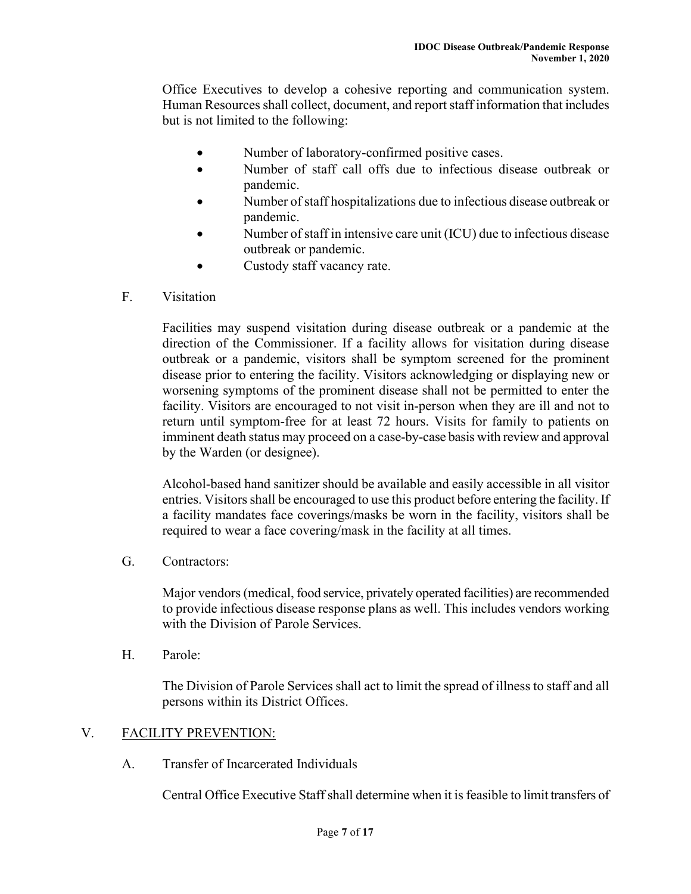Office Executives to develop a cohesive reporting and communication system. Human Resources shall collect, document, and report staff information that includes but is not limited to the following:

- Number of laboratory-confirmed positive cases.
- Number of staff call offs due to infectious disease outbreak or pandemic.
- Number of staff hospitalizations due to infectious disease outbreak or pandemic.
- Number of staff in intensive care unit (ICU) due to infectious disease outbreak or pandemic.
- Custody staff vacancy rate.

F. Visitation

Facilities may suspend visitation during disease outbreak or a pandemic at the direction of the Commissioner. If a facility allows for visitation during disease outbreak or a pandemic, visitors shall be symptom screened for the prominent disease prior to entering the facility. Visitors acknowledging or displaying new or worsening symptoms of the prominent disease shall not be permitted to enter the facility. Visitors are encouraged to not visit in-person when they are ill and not to return until symptom-free for at least 72 hours. Visits for family to patients on imminent death status may proceed on a case-by-case basis with review and approval by the Warden (or designee).

Alcohol-based hand sanitizer should be available and easily accessible in all visitor entries. Visitors shall be encouraged to use this product before entering the facility. If a facility mandates face coverings/masks be worn in the facility, visitors shall be required to wear a face covering/mask in the facility at all times.

G. Contractors:

Major vendors (medical, food service, privately operated facilities) are recommended to provide infectious disease response plans as well. This includes vendors working with the Division of Parole Services.

H. Parole:

The Division of Parole Services shall act to limit the spread of illness to staff and all persons within its District Offices.

## V. <u>FACILITY PREVENTION:</u>

A. Transfer of Incarcerated Individuals

Central Office Executive Staff shall determine when it is feasible to limit transfers of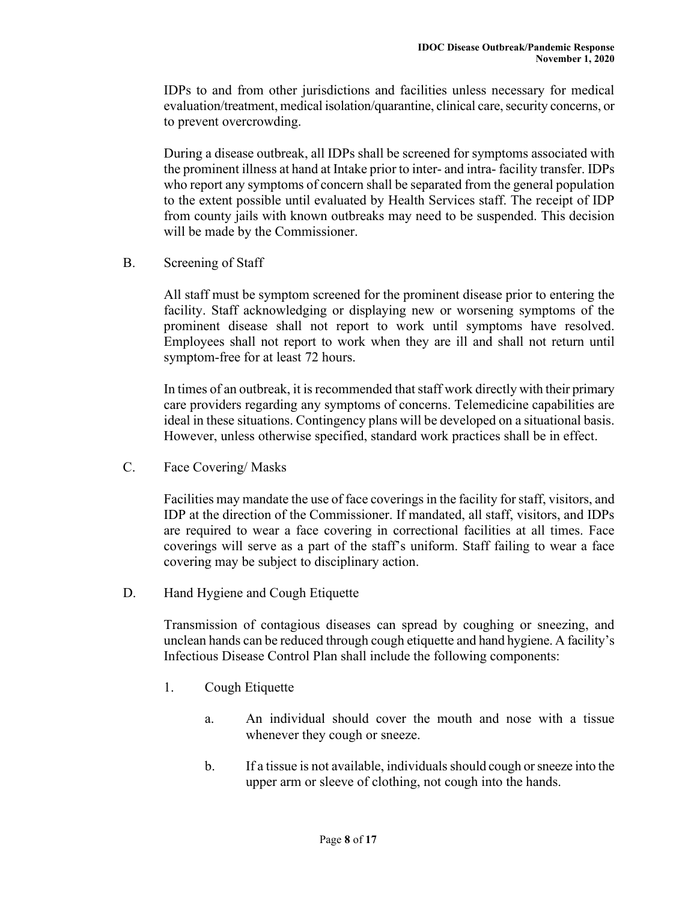IDPs to and from other jurisdictions and facilities unless necessary for medical evaluation/treatment, medical isolation/quarantine, clinical care, security concerns, or to prevent overcrowding.

During a disease outbreak, all IDPs shall be screened for symptoms associated with the prominent illness at hand at Intake prior to inter- and intra- facility transfer. IDPs who report any symptoms of concern shall be separated from the general population to the extent possible until evaluated by Health Services staff. The receipt of IDP from county jails with known outbreaks may need to be suspended. This decision will be made by the Commissioner.

B. Screening of Staff

All staff must be symptom screened for the prominent disease prior to entering the facility. Staff acknowledging or displaying new or worsening symptoms of the prominent disease shall not report to work until symptoms have resolved. Employees shall not report to work when they are ill and shall not return until symptom-free for at least 72 hours.

In times of an outbreak, it is recommended that staff work directly with their primary care providers regarding any symptoms of concerns. Telemedicine capabilities are ideal in these situations. Contingency plans will be developed on a situational basis. However, unless otherwise specified, standard work practices shall be in effect.

C. Face Covering/ Masks

Facilities may mandate the use of face coverings in the facility for staff, visitors, and IDP at the direction of the Commissioner. If mandated, all staff, visitors, and IDPs are required to wear a face covering in correctional facilities at all times. Face coverings will serve as a part of the staff's uniform. Staff failing to wear a face covering may be subject to disciplinary action.

D. Hand Hygiene and Cough Etiquette

Transmission of contagious diseases can spread by coughing or sneezing, and unclean hands can be reduced through cough etiquette and hand hygiene. A facility's Infectious Disease Control Plan shall include the following components:

1. Cough Etiquette

   a. An individual should cover the mouth and nose with a tissue whenever they cough or sneeze.

   b. If a tissue is not available, individuals should cough or sneeze into the upper arm or sleeve of clothing, not cough into the hands.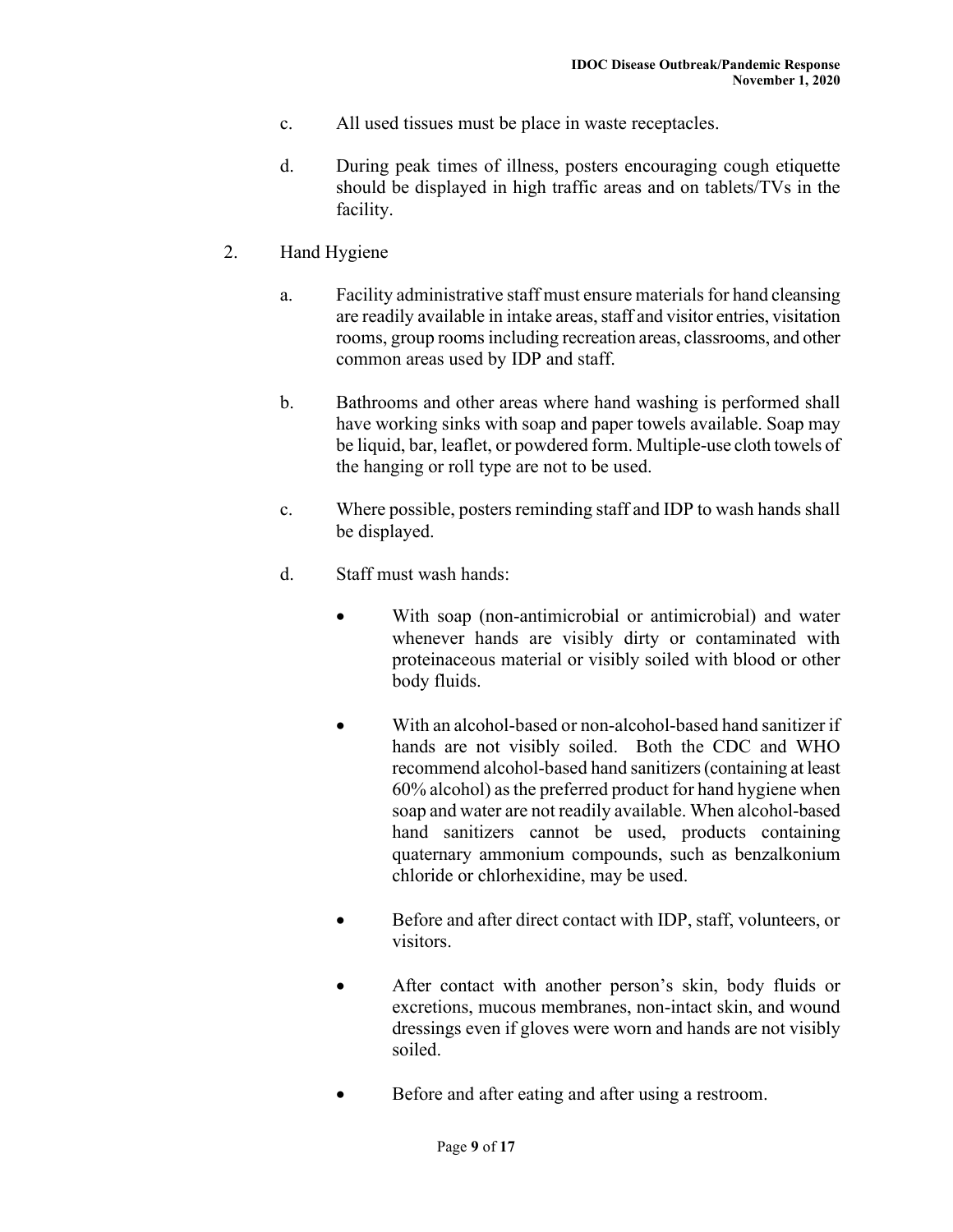c. All used tissues must be place in waste receptacles.

d. During peak times of illness, posters encouraging cough etiquette should be displayed in high traffic areas and on tablets/TVs in the facility.

2. Hand Hygiene

   a. Facility administrative staff must ensure materials for hand cleansing are readily available in intake areas, staff and visitor entries, visitation rooms, group rooms including recreation areas, classrooms, and other common areas used by IDP and staff.

   b. Bathrooms and other areas where hand washing is performed shall have working sinks with soap and paper towels available. Soap may be liquid, bar, leaflet, or powdered form. Multiple-use cloth towels of the hanging or roll type are not to be used.

   c. Where possible, posters reminding staff and IDP to wash hands shall be displayed.

   d. Staff must wash hands:

      - With soap (non-antimicrobial or antimicrobial) and water whenever hands are visibly dirty or contaminated with proteinaceous material or visibly soiled with blood or other body fluids.

      - With an alcohol-based or non-alcohol-based hand sanitizer if hands are not visibly soiled. Both the CDC and WHO recommend alcohol-based hand sanitizers (containing at least 60% alcohol) as the preferred product for hand hygiene when soap and water are not readily available. When alcohol-based hand sanitizers cannot be used, products containing quaternary ammonium compounds, such as benzalkonium chloride or chlorhexidine, may be used.

      - Before and after direct contact with IDP, staff, volunteers, or visitors.

      - After contact with another person's skin, body fluids or excretions, mucous membranes, non-intact skin, and wound dressings even if gloves were worn and hands are not visibly soiled.

      - Before and after eating and after using a restroom.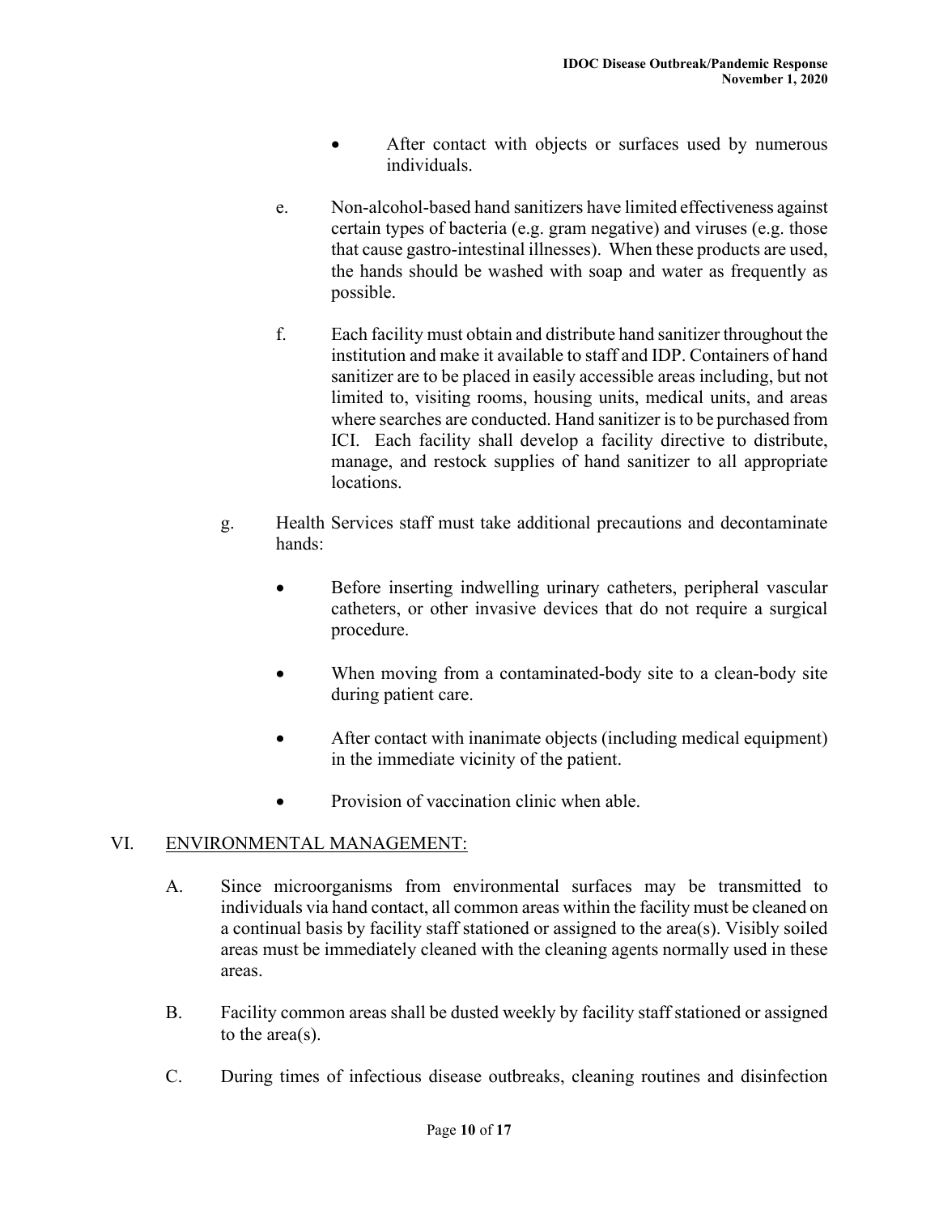- After contact with objects or surfaces used by numerous individuals.

e. Non-alcohol-based hand sanitizers have limited effectiveness against certain types of bacteria (e.g. gram negative) and viruses (e.g. those that cause gastro-intestinal illnesses). When these products are used, the hands should be washed with soap and water as frequently as possible.

f. Each facility must obtain and distribute hand sanitizer throughout the institution and make it available to staff and IDP. Containers of hand sanitizer are to be placed in easily accessible areas including, but not limited to, visiting rooms, housing units, medical units, and areas where searches are conducted. Hand sanitizer is to be purchased from ICI. Each facility shall develop a facility directive to distribute, manage, and restock supplies of hand sanitizer to all appropriate locations.

g. Health Services staff must take additional precautions and decontaminate hands:

- Before inserting indwelling urinary catheters, peripheral vascular catheters, or other invasive devices that do not require a surgical procedure.
- When moving from a contaminated-body site to a clean-body site during patient care.
- After contact with inanimate objects (including medical equipment) in the immediate vicinity of the patient.
- Provision of vaccination clinic when able.

## VI. ENVIRONMENTAL MANAGEMENT:

A. Since microorganisms from environmental surfaces may be transmitted to individuals via hand contact, all common areas within the facility must be cleaned on a continual basis by facility staff stationed or assigned to the area(s). Visibly soiled areas must be immediately cleaned with the cleaning agents normally used in these areas.

B. Facility common areas shall be dusted weekly by facility staff stationed or assigned to the area(s).

C. During times of infectious disease outbreaks, cleaning routines and disinfection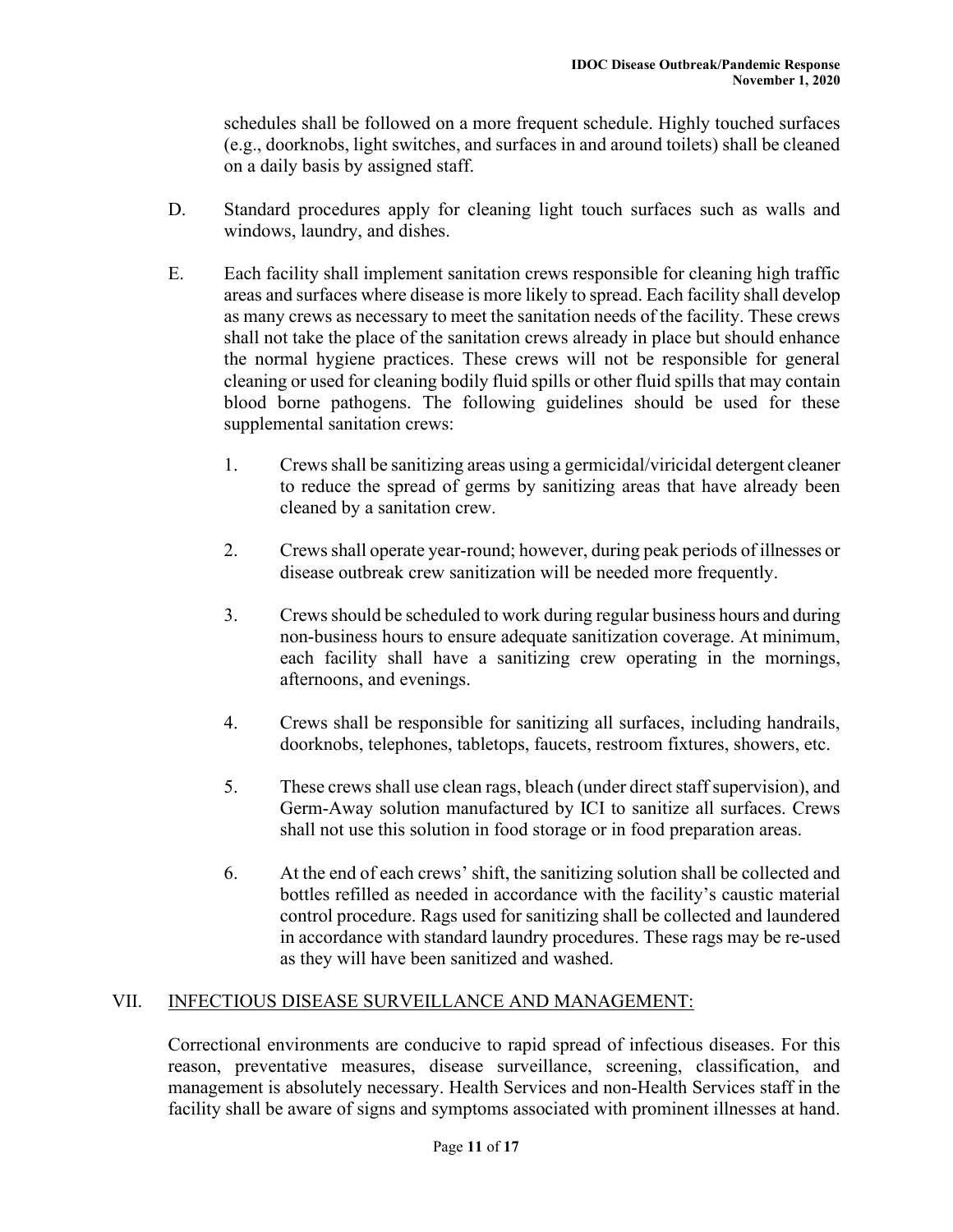schedules shall be followed on a more frequent schedule. Highly touched surfaces (e.g., doorknobs, light switches, and surfaces in and around toilets) shall be cleaned on a daily basis by assigned staff.

D. Standard procedures apply for cleaning light touch surfaces such as walls and windows, laundry, and dishes.

E. Each facility shall implement sanitation crews responsible for cleaning high traffic areas and surfaces where disease is more likely to spread. Each facility shall develop as many crews as necessary to meet the sanitation needs of the facility. These crews shall not take the place of the sanitation crews already in place but should enhance the normal hygiene practices. These crews will not be responsible for general cleaning or used for cleaning bodily fluid spills or other fluid spills that may contain blood borne pathogens. The following guidelines should be used for these supplemental sanitation crews:

   1. Crews shall be sanitizing areas using a germicidal/viricidal detergent cleaner to reduce the spread of germs by sanitizing areas that have already been cleaned by a sanitation crew.

   2. Crews shall operate year-round; however, during peak periods of illnesses or disease outbreak crew sanitization will be needed more frequently.

   3. Crews should be scheduled to work during regular business hours and during non-business hours to ensure adequate sanitization coverage. At minimum, each facility shall have a sanitizing crew operating in the mornings, afternoons, and evenings.

   4. Crews shall be responsible for sanitizing all surfaces, including handrails, doorknobs, telephones, tabletops, faucets, restroom fixtures, showers, etc.

   5. These crews shall use clean rags, bleach (under direct staff supervision), and Germ-Away solution manufactured by ICI to sanitize all surfaces. Crews shall not use this solution in food storage or in food preparation areas.

   6. At the end of each crews' shift, the sanitizing solution shall be collected and bottles refilled as needed in accordance with the facility's caustic material control procedure. Rags used for sanitizing shall be collected and laundered in accordance with standard laundry procedures. These rags may be re-used as they will have been sanitized and washed.

## VII. INFECTIOUS DISEASE SURVEILLANCE AND MANAGEMENT:

Correctional environments are conducive to rapid spread of infectious diseases. For this reason, preventative measures, disease surveillance, screening, classification, and management is absolutely necessary. Health Services and non-Health Services staff in the facility shall be aware of signs and symptoms associated with prominent illnesses at hand.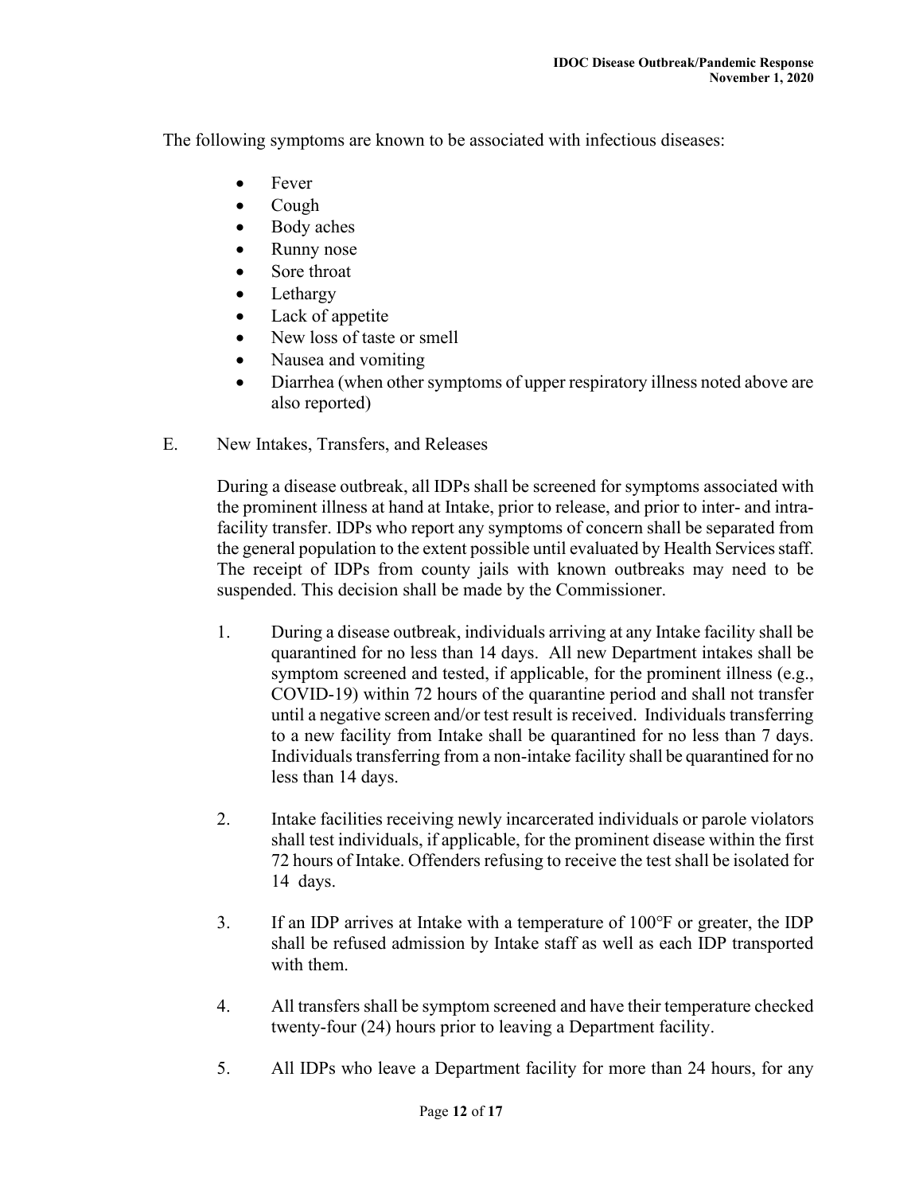The following symptoms are known to be associated with infectious diseases:

- Fever
- Cough
- Body aches
- Runny nose
- Sore throat
- Lethargy
- Lack of appetite
- New loss of taste or smell
- Nausea and vomiting
- Diarrhea (when other symptoms of upper respiratory illness noted above are also reported)

E. New Intakes, Transfers, and Releases

During a disease outbreak, all IDPs shall be screened for symptoms associated with the prominent illness at hand at Intake, prior to release, and prior to inter- and intra-facility transfer. IDPs who report any symptoms of concern shall be separated from the general population to the extent possible until evaluated by Health Services staff. The receipt of IDPs from county jails with known outbreaks may need to be suspended. This decision shall be made by the Commissioner.

1. During a disease outbreak, individuals arriving at any Intake facility shall be quarantined for no less than 14 days. All new Department intakes shall be symptom screened and tested, if applicable, for the prominent illness (e.g., COVID-19) within 72 hours of the quarantine period and shall not transfer until a negative screen and/or test result is received. Individuals transferring to a new facility from Intake shall be quarantined for no less than 7 days. Individuals transferring from a non-intake facility shall be quarantined for no less than 14 days.

2. Intake facilities receiving newly incarcerated individuals or parole violators shall test individuals, if applicable, for the prominent disease within the first 72 hours of Intake. Offenders refusing to receive the test shall be isolated for 14 days.

3. If an IDP arrives at Intake with a temperature of 100°F or greater, the IDP shall be refused admission by Intake staff as well as each IDP transported with them.

4. All transfers shall be symptom screened and have their temperature checked twenty-four (24) hours prior to leaving a Department facility.

5. All IDPs who leave a Department facility for more than 24 hours, for any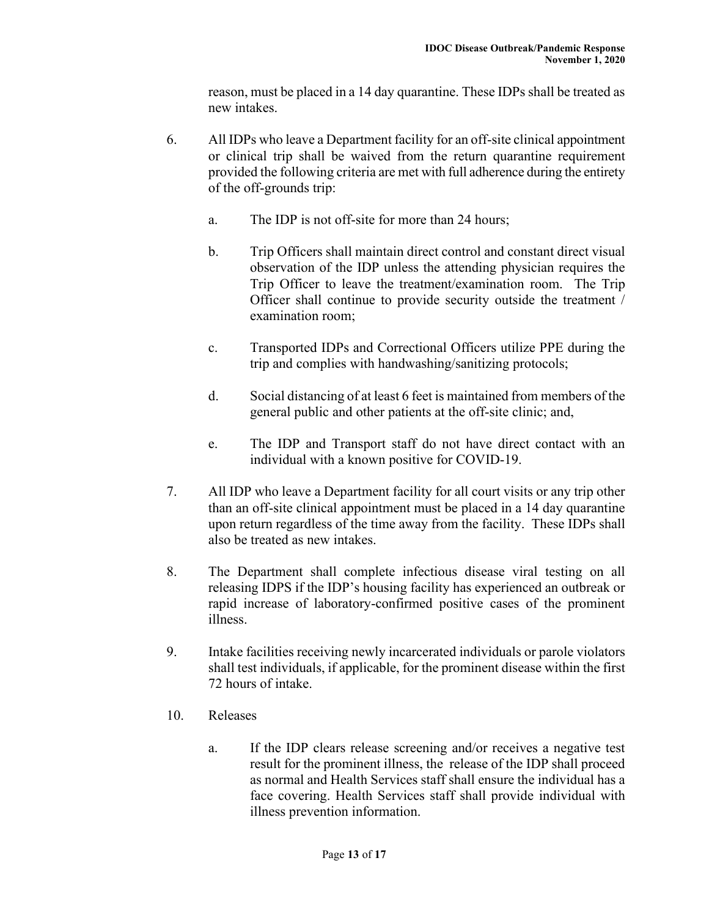reason, must be placed in a 14 day quarantine. These IDPs shall be treated as new intakes.

6. All IDPs who leave a Department facility for an off-site clinical appointment or clinical trip shall be waived from the return quarantine requirement provided the following criteria are met with full adherence during the entirety of the off-grounds trip:

    a. The IDP is not off-site for more than 24 hours;

    b. Trip Officers shall maintain direct control and constant direct visual observation of the IDP unless the attending physician requires the Trip Officer to leave the treatment/examination room. The Trip Officer shall continue to provide security outside the treatment / examination room;

    c. Transported IDPs and Correctional Officers utilize PPE during the trip and complies with handwashing/sanitizing protocols;

    d. Social distancing of at least 6 feet is maintained from members of the general public and other patients at the off-site clinic; and,

    e. The IDP and Transport staff do not have direct contact with an individual with a known positive for COVID-19.

7. All IDP who leave a Department facility for all court visits or any trip other than an off-site clinical appointment must be placed in a 14 day quarantine upon return regardless of the time away from the facility. These IDPs shall also be treated as new intakes.

8. The Department shall complete infectious disease viral testing on all releasing IDPS if the IDP's housing facility has experienced an outbreak or rapid increase of laboratory-confirmed positive cases of the prominent illness.

9. Intake facilities receiving newly incarcerated individuals or parole violators shall test individuals, if applicable, for the prominent disease within the first 72 hours of intake.

10. Releases

    a. If the IDP clears release screening and/or receives a negative test result for the prominent illness, the release of the IDP shall proceed as normal and Health Services staff shall ensure the individual has a face covering. Health Services staff shall provide individual with illness prevention information.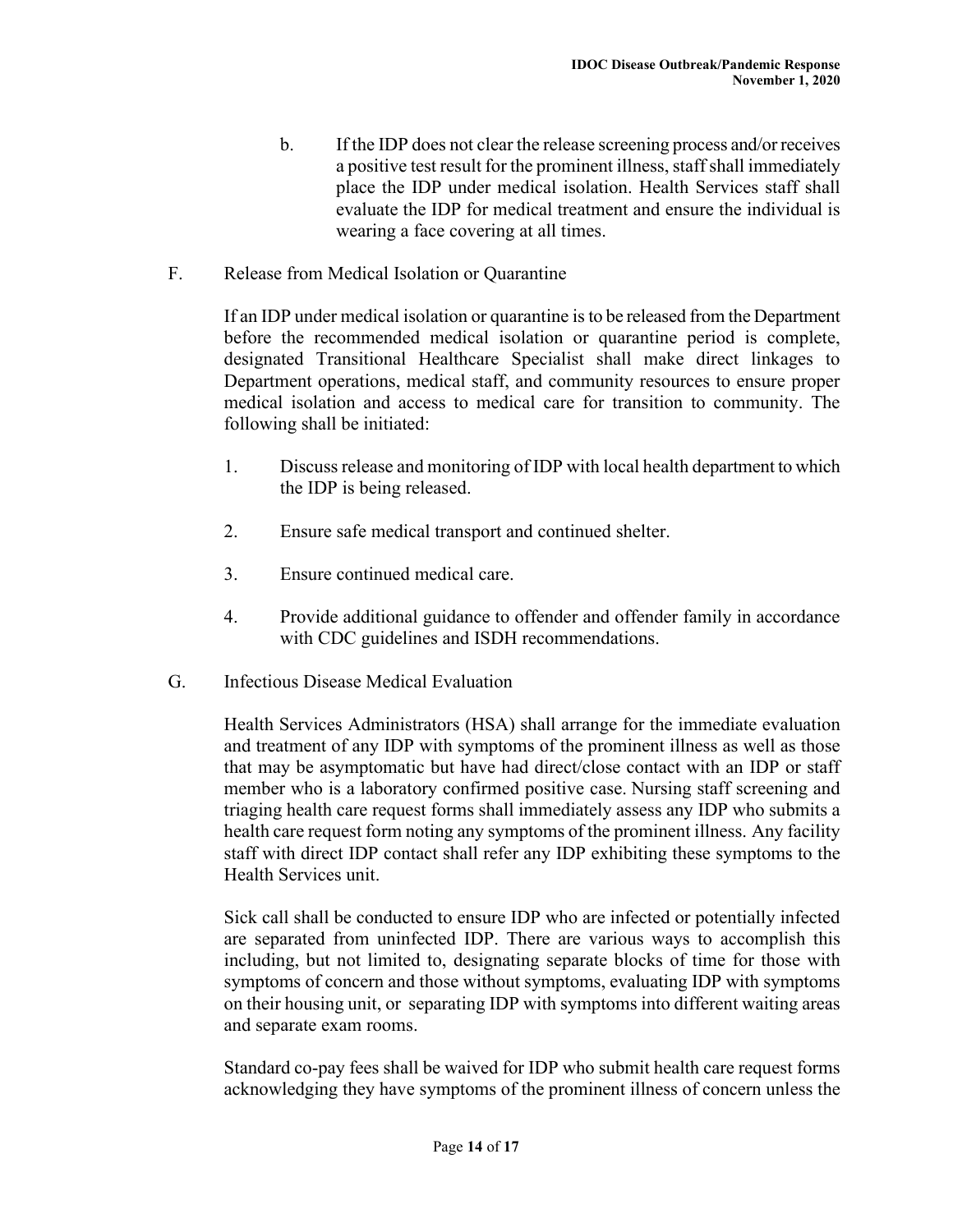b. If the IDP does not clear the release screening process and/or receives a positive test result for the prominent illness, staff shall immediately place the IDP under medical isolation. Health Services staff shall evaluate the IDP for medical treatment and ensure the individual is wearing a face covering at all times.

F. Release from Medical Isolation or Quarantine

If an IDP under medical isolation or quarantine is to be released from the Department before the recommended medical isolation or quarantine period is complete, designated Transitional Healthcare Specialist shall make direct linkages to Department operations, medical staff, and community resources to ensure proper medical isolation and access to medical care for transition to community. The following shall be initiated:

1. Discuss release and monitoring of IDP with local health department to which the IDP is being released.

2. Ensure safe medical transport and continued shelter.

3. Ensure continued medical care.

4. Provide additional guidance to offender and offender family in accordance with CDC guidelines and ISDH recommendations.

G. Infectious Disease Medical Evaluation

Health Services Administrators (HSA) shall arrange for the immediate evaluation and treatment of any IDP with symptoms of the prominent illness as well as those that may be asymptomatic but have had direct/close contact with an IDP or staff member who is a laboratory confirmed positive case. Nursing staff screening and triaging health care request forms shall immediately assess any IDP who submits a health care request form noting any symptoms of the prominent illness. Any facility staff with direct IDP contact shall refer any IDP exhibiting these symptoms to the Health Services unit.

Sick call shall be conducted to ensure IDP who are infected or potentially infected are separated from uninfected IDP. There are various ways to accomplish this including, but not limited to, designating separate blocks of time for those with symptoms of concern and those without symptoms, evaluating IDP with symptoms on their housing unit, or separating IDP with symptoms into different waiting areas and separate exam rooms.

Standard co-pay fees shall be waived for IDP who submit health care request forms acknowledging they have symptoms of the prominent illness of concern unless the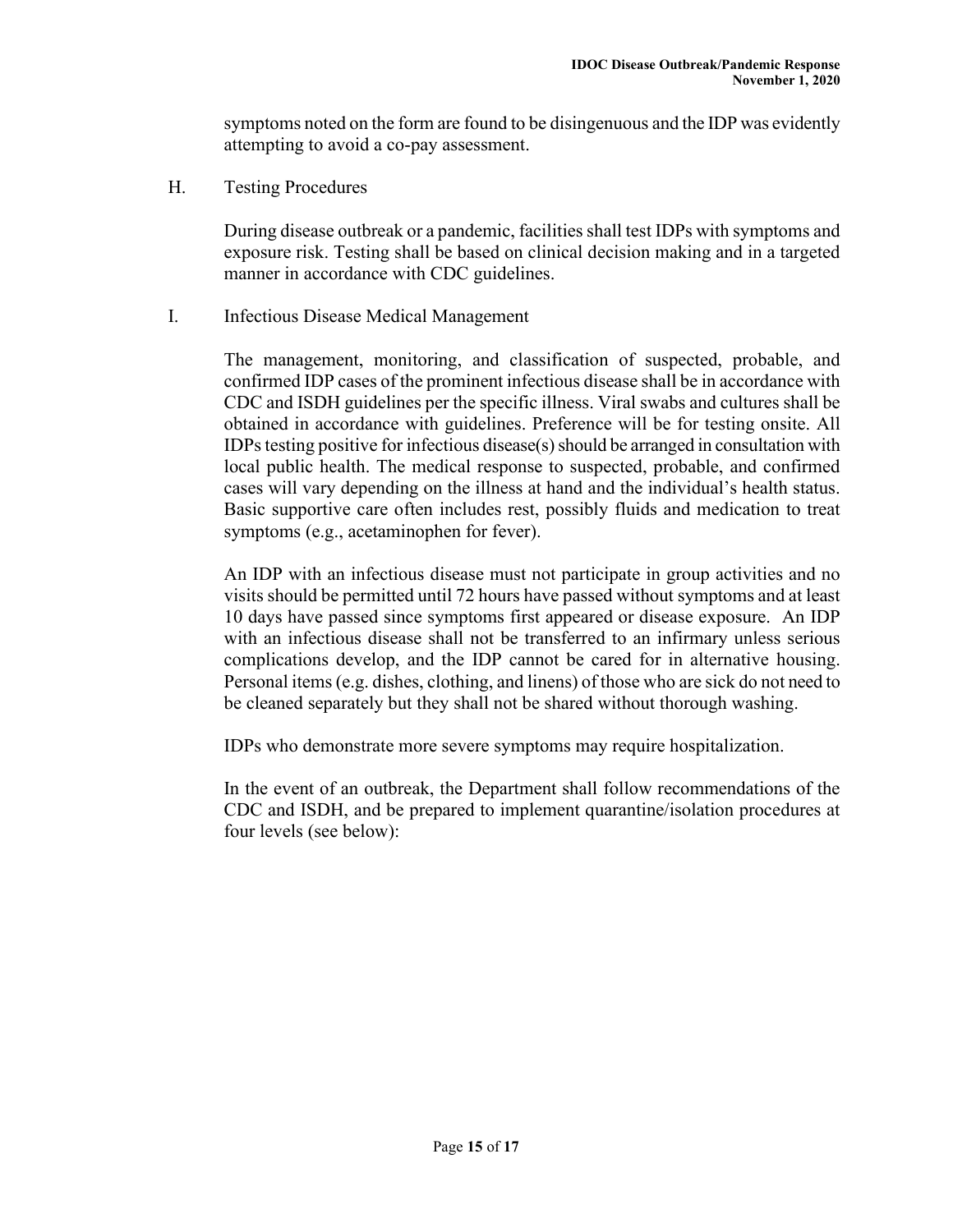symptoms noted on the form are found to be disingenuous and the IDP was evidently attempting to avoid a co-pay assessment.

H. Testing Procedures

During disease outbreak or a pandemic, facilities shall test IDPs with symptoms and exposure risk. Testing shall be based on clinical decision making and in a targeted manner in accordance with CDC guidelines.

I. Infectious Disease Medical Management

The management, monitoring, and classification of suspected, probable, and confirmed IDP cases of the prominent infectious disease shall be in accordance with CDC and ISDH guidelines per the specific illness. Viral swabs and cultures shall be obtained in accordance with guidelines. Preference will be for testing onsite. All IDPs testing positive for infectious disease(s) should be arranged in consultation with local public health. The medical response to suspected, probable, and confirmed cases will vary depending on the illness at hand and the individual's health status. Basic supportive care often includes rest, possibly fluids and medication to treat symptoms (e.g., acetaminophen for fever).

An IDP with an infectious disease must not participate in group activities and no visits should be permitted until 72 hours have passed without symptoms and at least 10 days have passed since symptoms first appeared or disease exposure. An IDP with an infectious disease shall not be transferred to an infirmary unless serious complications develop, and the IDP cannot be cared for in alternative housing. Personal items (e.g. dishes, clothing, and linens) of those who are sick do not need to be cleaned separately but they shall not be shared without thorough washing.

IDPs who demonstrate more severe symptoms may require hospitalization.

In the event of an outbreak, the Department shall follow recommendations of the CDC and ISDH, and be prepared to implement quarantine/isolation procedures at four levels (see below):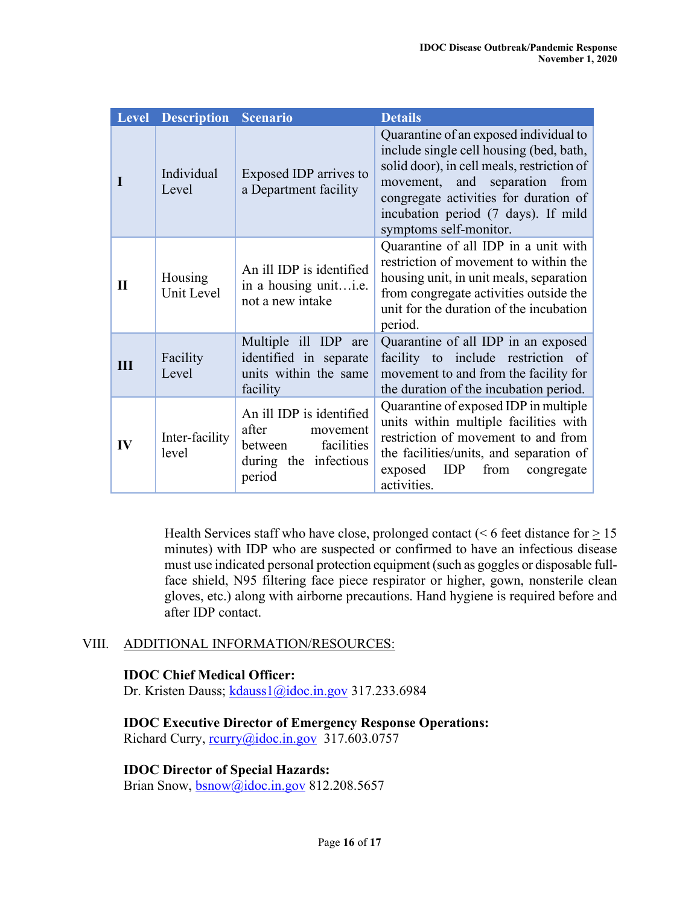| Level | Description | Scenario | Details |
|---|---|---|---|
| I | Individual Level | Exposed IDP arrives to a Department facility | Quarantine of an exposed individual to include single cell housing (bed, bath, solid door), in cell meals, restriction of movement, and separation from congregate activities for duration of incubation period (7 days). If mild symptoms self-monitor. |
| II | Housing Unit Level | An ill IDP is identified in a housing unit…i.e. not a new intake | Quarantine of all IDP in a unit with restriction of movement to within the housing unit, in unit meals, separation from congregate activities outside the unit for the duration of the incubation period. |
| III | Facility Level | Multiple ill IDP are identified in separate units within the same facility | Quarantine of all IDP in an exposed facility to include restriction of movement to and from the facility for the duration of the incubation period. |
| IV | Inter-facility level | An ill IDP is identified after movement between facilities during the infectious period | Quarantine of exposed IDP in multiple units within multiple facilities with restriction of movement to and from the facilities/units, and separation of exposed IDP from congregate activities. |

Health Services staff who have close, prolonged contact (< 6 feet distance for ≥ 15 minutes) with IDP who are suspected or confirmed to have an infectious disease must use indicated personal protection equipment (such as goggles or disposable full-face shield, N95 filtering face piece respirator or higher, gown, nonsterile clean gloves, etc.) along with airborne precautions. Hand hygiene is required before and after IDP contact.

## VIII. ADDITIONAL INFORMATION/RESOURCES:

**IDOC Chief Medical Officer:**
Dr. Kristen Dauss; kdauss1@idoc.in.gov 317.233.6984

**IDOC Executive Director of Emergency Response Operations:**
Richard Curry, rcurry@idoc.in.gov 317.603.0757

**IDOC Director of Special Hazards:**
Brian Snow, bsnow@idoc.in.gov 812.208.5657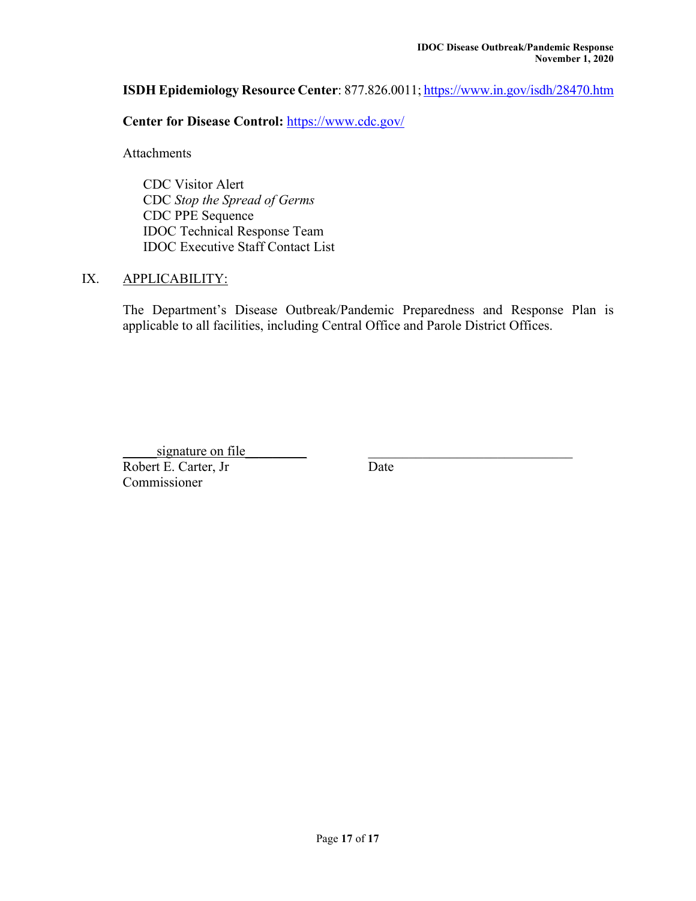**ISDH Epidemiology Resource Center**: 877.826.0011; https://www.in.gov/isdh/28470.htm

**Center for Disease Control:** https://www.cdc.gov/

Attachments

- CDC Visitor Alert
- CDC *Stop the Spread of Germs*
- CDC PPE Sequence
- IDOC Technical Response Team
- IDOC Executive Staff Contact List

## IX. APPLICABILITY:

The Department's Disease Outbreak/Pandemic Preparedness and Response Plan is applicable to all facilities, including Central Office and Parole District Offices.

signature on file
Robert E. Carter, Jr
Commissioner

Date